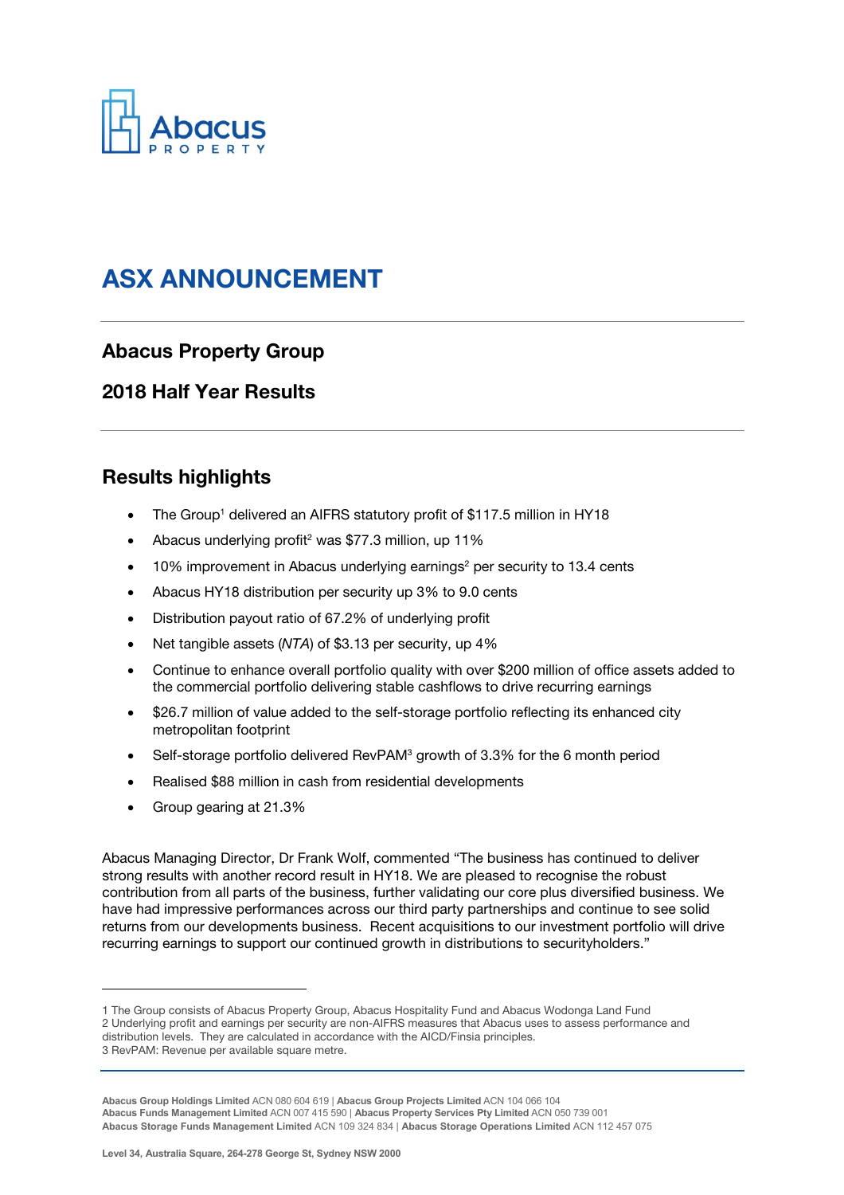# ASX ANNOUNCEMENT

## Abacus Property Group

## 2018 Half Year Results

## Results highlights

- The Group[1] delivered an AIFRS statutory profit of $117.5 million in HY18
- Abacus underlying profit[2] was $77.3 million, up 11%
- 10% improvement in Abacus underlying earnings[2] per security to 13.4 cents
- Abacus HY18 distribution per security up 3% to 9.0 cents
- Distribution payout ratio of 67.2% of underlying profit
- Net tangible assets (*NTA*) of $3.13 per security, up 4%
- Continue to enhance overall portfolio quality with over $200 million of office assets added to the commercial portfolio delivering stable cashflows to drive recurring earnings
- $26.7 million of value added to the self-storage portfolio reflecting its enhanced city metropolitan footprint
- Self-storage portfolio delivered RevPAM[3] growth of 3.3% for the 6 month period
- Realised $88 million in cash from residential developments
- Group gearing at 21.3%

Abacus Managing Director, Dr Frank Wolf, commented "The business has continued to deliver strong results with another record result in HY18. We are pleased to recognise the robust contribution from all parts of the business, further validating our core plus diversified business. We have had impressive performances across our third party partnerships and continue to see solid returns from our developments business. Recent acquisitions to our investment portfolio will drive recurring earnings to support our continued growth in distributions to securityholders."

---

1 The Group consists of Abacus Property Group, Abacus Hospitality Fund and Abacus Wodonga Land Fund
2 Underlying profit and earnings per security are non-AIFRS measures that Abacus uses to assess performance and distribution levels. They are calculated in accordance with the AICD/Finsia principles.
3 RevPAM: Revenue per available square metre.

**Abacus Group Holdings Limited** ACN 080 604 619 | **Abacus Group Projects Limited** ACN 104 066 104
**Abacus Funds Management Limited** ACN 007 415 590 | **Abacus Property Services Pty Limited** ACN 050 739 001
**Abacus Storage Funds Management Limited** ACN 109 324 834 | **Abacus Storage Operations Limited** ACN 112 457 075

**Level 34, Australia Square, 264-278 George St, Sydney NSW 2000**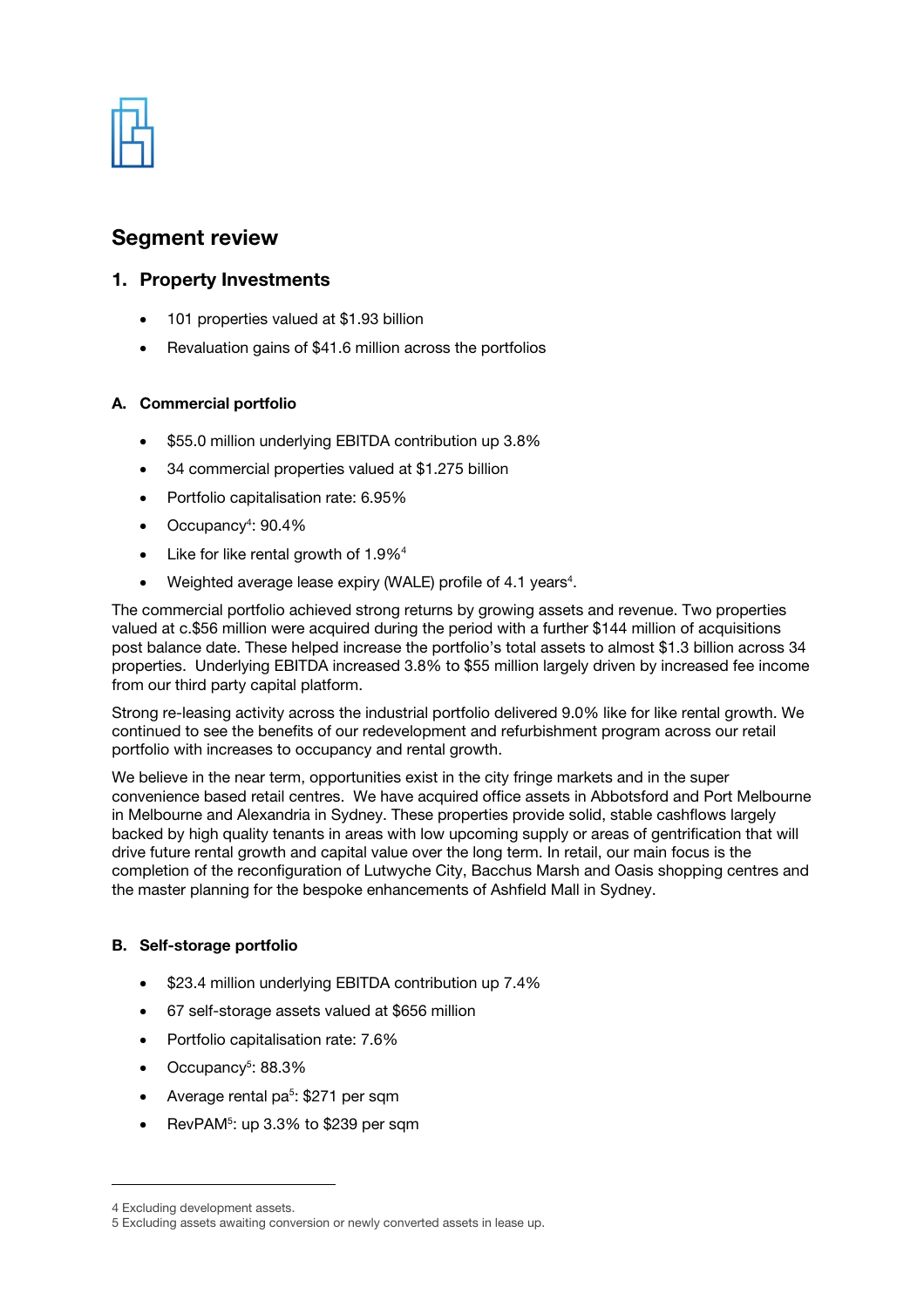## Segment review

### 1. Property Investments

- 101 properties valued at $1.93 billion
- Revaluation gains of $41.6 million across the portfolios

#### A. Commercial portfolio

- $55.0 million underlying EBITDA contribution up 3.8%
- 34 commercial properties valued at $1.275 billion
- Portfolio capitalisation rate: 6.95%
- Occupancy[4]: 90.4%
- Like for like rental growth of 1.9%[4]
- Weighted average lease expiry (WALE) profile of 4.1 years[4].

The commercial portfolio achieved strong returns by growing assets and revenue. Two properties valued at c.$56 million were acquired during the period with a further $144 million of acquisitions post balance date. These helped increase the portfolio's total assets to almost $1.3 billion across 34 properties. Underlying EBITDA increased 3.8% to $55 million largely driven by increased fee income from our third party capital platform.

Strong re-leasing activity across the industrial portfolio delivered 9.0% like for like rental growth. We continued to see the benefits of our redevelopment and refurbishment program across our retail portfolio with increases to occupancy and rental growth.

We believe in the near term, opportunities exist in the city fringe markets and in the super convenience based retail centres. We have acquired office assets in Abbotsford and Port Melbourne in Melbourne and Alexandria in Sydney. These properties provide solid, stable cashflows largely backed by high quality tenants in areas with low upcoming supply or areas of gentrification that will drive future rental growth and capital value over the long term. In retail, our main focus is the completion of the reconfiguration of Lutwyche City, Bacchus Marsh and Oasis shopping centres and the master planning for the bespoke enhancements of Ashfield Mall in Sydney.

#### B. Self-storage portfolio

- $23.4 million underlying EBITDA contribution up 7.4%
- 67 self-storage assets valued at $656 million
- Portfolio capitalisation rate: 7.6%
- Occupancy[5]: 88.3%
- Average rental pa[5]: $271 per sqm
- RevPAM[5]: up 3.3% to $239 per sqm

---

4 Excluding development assets.
5 Excluding assets awaiting conversion or newly converted assets in lease up.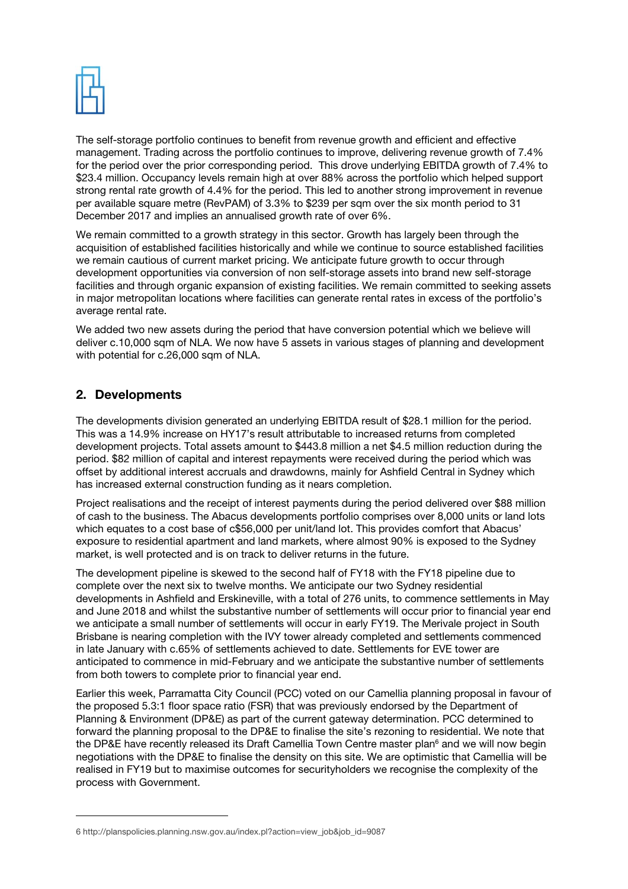The self-storage portfolio continues to benefit from revenue growth and efficient and effective management. Trading across the portfolio continues to improve, delivering revenue growth of 7.4% for the period over the prior corresponding period. This drove underlying EBITDA growth of 7.4% to $23.4 million. Occupancy levels remain high at over 88% across the portfolio which helped support strong rental rate growth of 4.4% for the period. This led to another strong improvement in revenue per available square metre (RevPAM) of 3.3% to $239 per sqm over the six month period to 31 December 2017 and implies an annualised growth rate of over 6%.

We remain committed to a growth strategy in this sector. Growth has largely been through the acquisition of established facilities historically and while we continue to source established facilities we remain cautious of current market pricing. We anticipate future growth to occur through development opportunities via conversion of non self-storage assets into brand new self-storage facilities and through organic expansion of existing facilities. We remain committed to seeking assets in major metropolitan locations where facilities can generate rental rates in excess of the portfolio's average rental rate.

We added two new assets during the period that have conversion potential which we believe will deliver c.10,000 sqm of NLA. We now have 5 assets in various stages of planning and development with potential for c.26,000 sqm of NLA.

## 2. Developments

The developments division generated an underlying EBITDA result of $28.1 million for the period. This was a 14.9% increase on HY17's result attributable to increased returns from completed development projects. Total assets amount to $443.8 million a net $4.5 million reduction during the period. $82 million of capital and interest repayments were received during the period which was offset by additional interest accruals and drawdowns, mainly for Ashfield Central in Sydney which has increased external construction funding as it nears completion.

Project realisations and the receipt of interest payments during the period delivered over $88 million of cash to the business. The Abacus developments portfolio comprises over 8,000 units or land lots which equates to a cost base of c$56,000 per unit/land lot. This provides comfort that Abacus' exposure to residential apartment and land markets, where almost 90% is exposed to the Sydney market, is well protected and is on track to deliver returns in the future.

The development pipeline is skewed to the second half of FY18 with the FY18 pipeline due to complete over the next six to twelve months. We anticipate our two Sydney residential developments in Ashfield and Erskineville, with a total of 276 units, to commence settlements in May and June 2018 and whilst the substantive number of settlements will occur prior to financial year end we anticipate a small number of settlements will occur in early FY19. The Merivale project in South Brisbane is nearing completion with the IVY tower already completed and settlements commenced in late January with c.65% of settlements achieved to date. Settlements for EVE tower are anticipated to commence in mid-February and we anticipate the substantive number of settlements from both towers to complete prior to financial year end.

Earlier this week, Parramatta City Council (PCC) voted on our Camellia planning proposal in favour of the proposed 5.3:1 floor space ratio (FSR) that was previously endorsed by the Department of Planning & Environment (DP&E) as part of the current gateway determination. PCC determined to forward the planning proposal to the DP&E to finalise the site's rezoning to residential. We note that the DP&E have recently released its Draft Camellia Town Centre master plan[6] and we will now begin negotiations with the DP&E to finalise the density on this site. We are optimistic that Camellia will be realised in FY19 but to maximise outcomes for securityholders we recognise the complexity of the process with Government.

---

6 http://planspolicies.planning.nsw.gov.au/index.pl?action=view_job&job_id=9087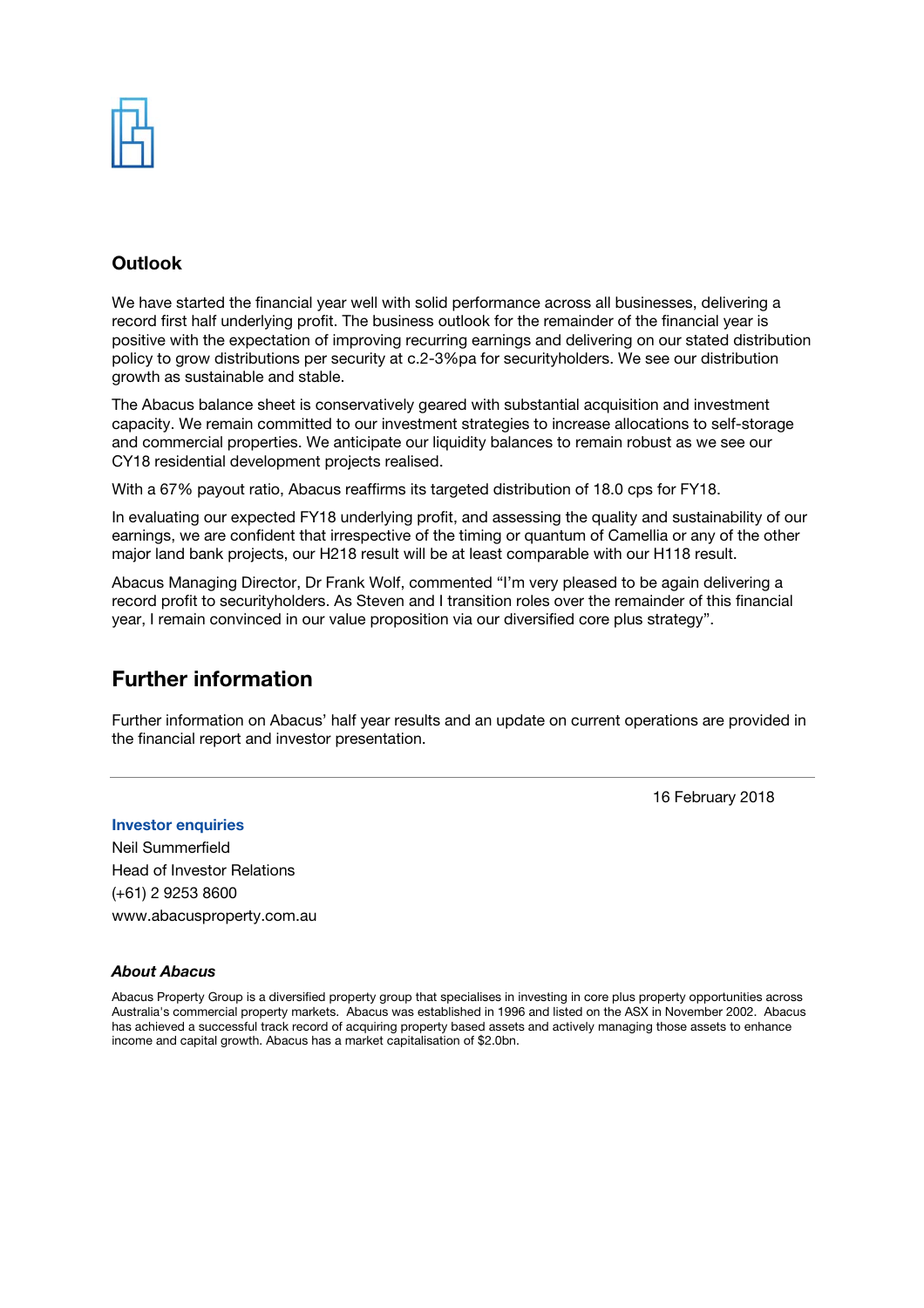## Outlook

We have started the financial year well with solid performance across all businesses, delivering a record first half underlying profit. The business outlook for the remainder of the financial year is positive with the expectation of improving recurring earnings and delivering on our stated distribution policy to grow distributions per security at c.2-3%pa for securityholders. We see our distribution growth as sustainable and stable.

The Abacus balance sheet is conservatively geared with substantial acquisition and investment capacity. We remain committed to our investment strategies to increase allocations to self-storage and commercial properties. We anticipate our liquidity balances to remain robust as we see our CY18 residential development projects realised.

With a 67% payout ratio, Abacus reaffirms its targeted distribution of 18.0 cps for FY18.

In evaluating our expected FY18 underlying profit, and assessing the quality and sustainability of our earnings, we are confident that irrespective of the timing or quantum of Camellia or any of the other major land bank projects, our H218 result will be at least comparable with our H118 result.

Abacus Managing Director, Dr Frank Wolf, commented "I'm very pleased to be again delivering a record profit to securityholders. As Steven and I transition roles over the remainder of this financial year, I remain convinced in our value proposition via our diversified core plus strategy".

## Further information

Further information on Abacus' half year results and an update on current operations are provided in the financial report and investor presentation.

---

16 February 2018

**Investor enquiries**
Neil Summerfield
Head of Investor Relations
(+61) 2 9253 8600
www.abacusproperty.com.au

***About Abacus***

Abacus Property Group is a diversified property group that specialises in investing in core plus property opportunities across Australia's commercial property markets. Abacus was established in 1996 and listed on the ASX in November 2002. Abacus has achieved a successful track record of acquiring property based assets and actively managing those assets to enhance income and capital growth. Abacus has a market capitalisation of $2.0bn.